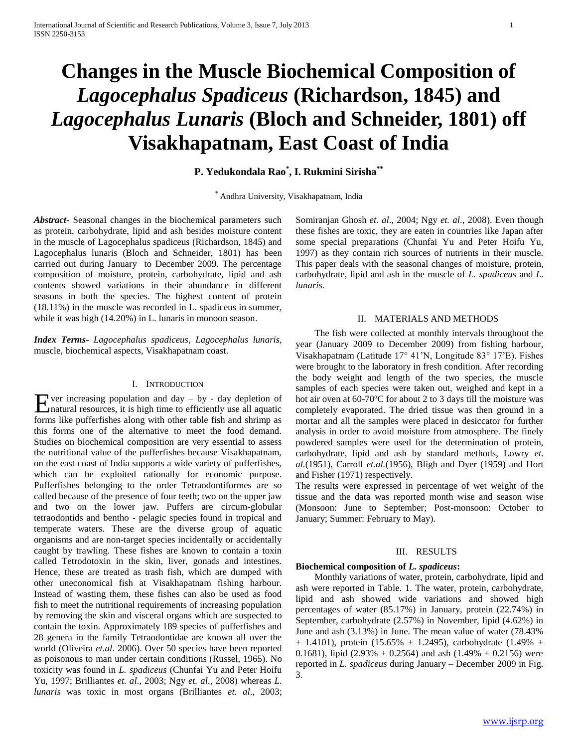# Changes in the Muscle Biochemical Composition of *Lagocephalus Spadiceus* (Richardson, 1845) and *Lagocephalus Lunaris* (Bloch and Schneider, 1801) off Visakhapatnam, East Coast of India

**P. Yedukondala Rao[*], I. Rukmini Sirisha[**]**

[*] Andhra University, Visakhapatnam, India

***Abstract-*** Seasonal changes in the biochemical parameters such as protein, carbohydrate, lipid and ash besides moisture content in the muscle of Lagocephalus spadiceus (Richardson, 1845) and Lagocephalus lunaris (Bloch and Schneider, 1801) has been carried out during January to December 2009. The percentage composition of moisture, protein, carbohydrate, lipid and ash contents showed variations in their abundance in different seasons in both the species. The highest content of protein (18.11%) in the muscle was recorded in L. spadiceus in summer, while it was high (14.20%) in L. lunaris in monoon season.

***Index Terms-*** *Lagocephalus spadiceus*, *Lagocephalus lunaris*, muscle, biochemical aspects, Visakhapatnam coast.

## I. Introduction

Ever increasing population and day – by - day depletion of natural resources, it is high time to efficiently use all aquatic forms like pufferfishes along with other table fish and shrimp as this forms one of the alternative to meet the food demand. Studies on biochemical composition are very essential to assess the nutritional value of the pufferfishes because Visakhapatnam, on the east coast of India supports a wide variety of pufferfishes, which can be exploited rationally for economic purpose. Pufferfishes belonging to the order Tetraodontiformes are so called because of the presence of four teeth; two on the upper jaw and two on the lower jaw. Puffers are circum-globular tetraodontids and bentho - pelagic species found in tropical and temperate waters. These are the diverse group of aquatic organisms and are non-target species incidentally or accidentally caught by trawling. These fishes are known to contain a toxin called Tetrodotoxin in the skin, liver, gonads and intestines. Hence, these are treated as trash fish, which are dumped with other uneconomical fish at Visakhapatnam fishing harbour. Instead of wasting them, these fishes can also be used as food fish to meet the nutritional requirements of increasing population by removing the skin and visceral organs which are suspected to contain the toxin. Approximately 189 species of pufferfishes and 28 genera in the family Tetraodontidae are known all over the world (Oliveira *et.al*. 2006). Over 50 species have been reported as poisonous to man under certain conditions (Russel, 1965). No toxicity was found in *L. spadiceus* (Chunfai Yu and Peter Hoifu Yu, 1997; Brilliantes *et. al*., 2003; Ngy *et. al*., 2008) whereas *L. lunaris* was toxic in most organs (Brilliantes *et. al*., 2003; Somiranjan Ghosh *et. al*., 2004; Ngy *et. al*., 2008). Even though these fishes are toxic, they are eaten in countries like Japan after some special preparations (Chunfai Yu and Peter Hoifu Yu, 1997) as they contain rich sources of nutrients in their muscle. This paper deals with the seasonal changes of moisture, protein, carbohydrate, lipid and ash in the muscle of *L. spadiceus* and *L. lunaris*.

## II. Materials and Methods

The fish were collected at monthly intervals throughout the year (January 2009 to December 2009) from fishing harbour, Visakhapatnam (Latitude 17° 41'N, Longitude 83° 17'E). Fishes were brought to the laboratory in fresh condition. After recording the body weight and length of the two species, the muscle samples of each species were taken out, weighed and kept in a hot air oven at 60-70ºC for about 2 to 3 days till the moisture was completely evaporated. The dried tissue was then ground in a mortar and all the samples were placed in desiccator for further analysis in order to avoid moisture from atmosphere. The finely powdered samples were used for the determination of protein, carbohydrate, lipid and ash by standard methods, Lowry *et. al.*(1951), Carroll *et.al.*(1956), Bligh and Dyer (1959) and Hort and Fisher (1971) respectively.

The results were expressed in percentage of wet weight of the tissue and the data was reported month wise and season wise (Monsoon: June to September; Post-monsoon: October to January; Summer: February to May).

## III. Results

**Biochemical composition of *L. spadiceus*:**

Monthly variations of water, protein, carbohydrate, lipid and ash were reported in Table. 1. The water, protein, carbohydrate, lipid and ash showed wide variations and showed high percentages of water (85.17%) in January, protein (22.74%) in September, carbohydrate (2.57%) in November, lipid (4.62%) in June and ash (3.13%) in June. The mean value of water (78.43% ± 1.4101), protein (15.65% ± 1.2495), carbohydrate (1.49% ± 0.1681), lipid (2.93% ± 0.2564) and ash (1.49% ± 0.2156) were reported in *L. spadiceus* during January – December 2009 in Fig. 3.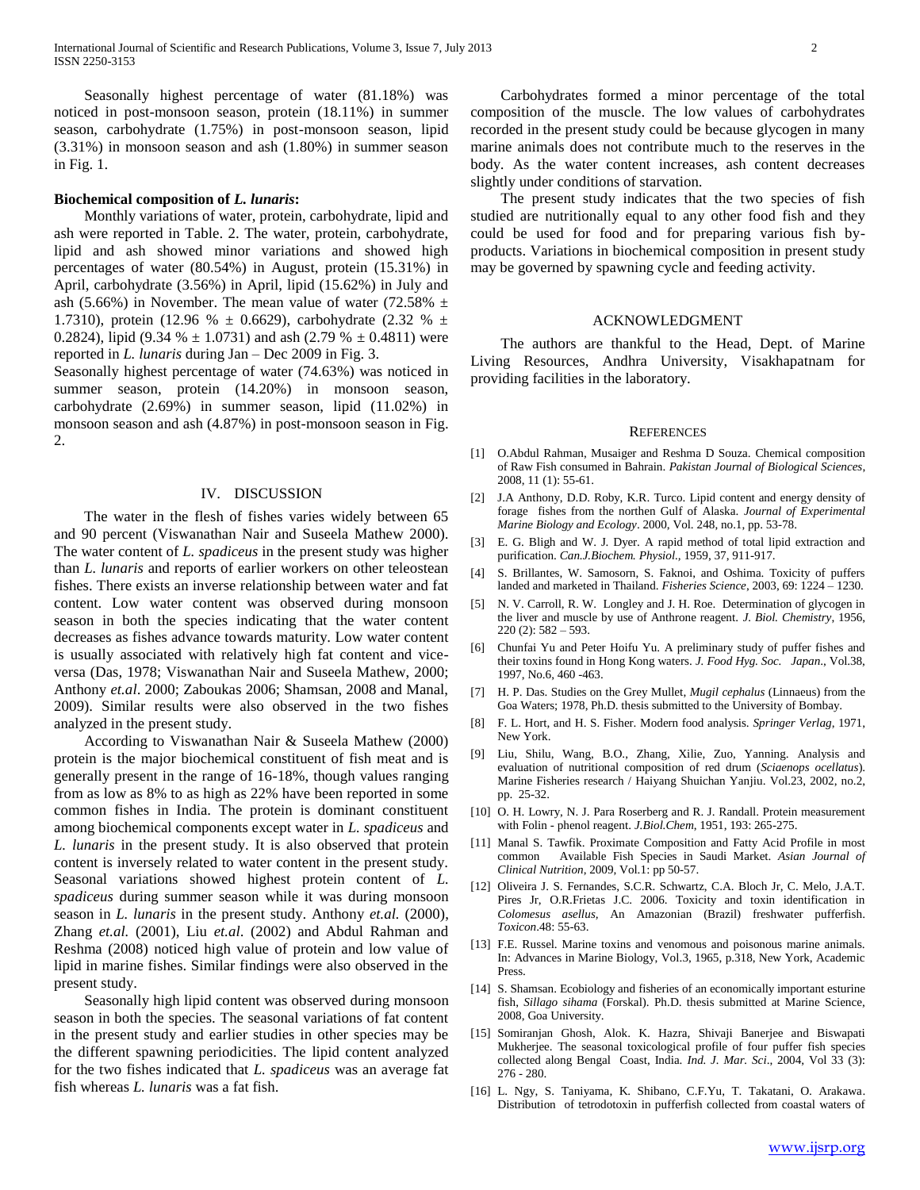Seasonally highest percentage of water (81.18%) was noticed in post-monsoon season, protein (18.11%) in summer season, carbohydrate (1.75%) in post-monsoon season, lipid (3.31%) in monsoon season and ash (1.80%) in summer season in Fig. 1.

**Biochemical composition of *L. lunaris*:**

Monthly variations of water, protein, carbohydrate, lipid and ash were reported in Table. 2. The water, protein, carbohydrate, lipid and ash showed minor variations and showed high percentages of water (80.54%) in August, protein (15.31%) in April, carbohydrate (3.56%) in April, lipid (15.62%) in July and ash (5.66%) in November. The mean value of water (72.58% ± 1.7310), protein (12.96 % ± 0.6629), carbohydrate (2.32 % ± 0.2824), lipid (9.34 % ± 1.0731) and ash (2.79 % ± 0.4811) were reported in *L. lunaris* during Jan – Dec 2009 in Fig. 3.

Seasonally highest percentage of water (74.63%) was noticed in summer season, protein (14.20%) in monsoon season, carbohydrate (2.69%) in summer season, lipid (11.02%) in monsoon season and ash (4.87%) in post-monsoon season in Fig. 2.

## IV. DISCUSSION

The water in the flesh of fishes varies widely between 65 and 90 percent (Viswanathan Nair and Suseela Mathew 2000). The water content of *L. spadiceus* in the present study was higher than *L. lunaris* and reports of earlier workers on other teleostean fishes. There exists an inverse relationship between water and fat content. Low water content was observed during monsoon season in both the species indicating that the water content decreases as fishes advance towards maturity. Low water content is usually associated with relatively high fat content and vice-versa (Das, 1978; Viswanathan Nair and Suseela Mathew, 2000; Anthony *et.al*. 2000; Zaboukas 2006; Shamsan, 2008 and Manal, 2009). Similar results were also observed in the two fishes analyzed in the present study.

According to Viswanathan Nair & Suseela Mathew (2000) protein is the major biochemical constituent of fish meat and is generally present in the range of 16-18%, though values ranging from as low as 8% to as high as 22% have been reported in some common fishes in India. The protein is dominant constituent among biochemical components except water in *L. spadiceus* and *L. lunaris* in the present study. It is also observed that protein content is inversely related to water content in the present study. Seasonal variations showed highest protein content of *L. spadiceus* during summer season while it was during monsoon season in *L. lunaris* in the present study. Anthony *et.al.* (2000), Zhang *et.al.* (2001), Liu *et.al*. (2002) and Abdul Rahman and Reshma (2008) noticed high value of protein and low value of lipid in marine fishes. Similar findings were also observed in the present study.

Seasonally high lipid content was observed during monsoon season in both the species. The seasonal variations of fat content in the present study and earlier studies in other species may be the different spawning periodicities. The lipid content analyzed for the two fishes indicated that *L. spadiceus* was an average fat fish whereas *L. lunaris* was a fat fish.

Carbohydrates formed a minor percentage of the total composition of the muscle. The low values of carbohydrates recorded in the present study could be because glycogen in many marine animals does not contribute much to the reserves in the body. As the water content increases, ash content decreases slightly under conditions of starvation.

The present study indicates that the two species of fish studied are nutritionally equal to any other food fish and they could be used for food and for preparing various fish by-products. Variations in biochemical composition in present study may be governed by spawning cycle and feeding activity.

## ACKNOWLEDGMENT

The authors are thankful to the Head, Dept. of Marine Living Resources, Andhra University, Visakhapatnam for providing facilities in the laboratory.

## REFERENCES

[1] O.Abdul Rahman, Musaiger and Reshma D Souza. Chemical composition of Raw Fish consumed in Bahrain. *Pakistan Journal of Biological Sciences*, 2008, 11 (1): 55-61.

[2] J.A Anthony, D.D. Roby, K.R. Turco. Lipid content and energy density of forage fishes from the northen Gulf of Alaska. *Journal of Experimental Marine Biology and Ecology*. 2000, Vol. 248, no.1, pp. 53-78.

[3] E. G. Bligh and W. J. Dyer. A rapid method of total lipid extraction and purification. *Can.J.Biochem. Physiol.*, 1959, 37, 911-917.

[4] S. Brillantes, W. Samosorn, S. Faknoi, and Oshima. Toxicity of puffers landed and marketed in Thailand. *Fisheries Science*, 2003, 69: 1224 – 1230.

[5] N. V. Carroll, R. W. Longley and J. H. Roe. Determination of glycogen in the liver and muscle by use of Anthrone reagent. *J. Biol. Chemistry*, 1956, 220 (2): 582 – 593.

[6] Chunfai Yu and Peter Hoifu Yu. A preliminary study of puffer fishes and their toxins found in Hong Kong waters. *J. Food Hyg. Soc. Japan*., Vol.38, 1997, No.6, 460 -463.

[7] H. P. Das. Studies on the Grey Mullet, *Mugil cephalus* (Linnaeus) from the Goa Waters; 1978, Ph.D. thesis submitted to the University of Bombay.

[8] F. L. Hort, and H. S. Fisher. Modern food analysis. *Springer Verlag*, 1971, New York.

[9] Liu, Shilu, Wang, B.O., Zhang, Xilie, Zuo, Yanning. Analysis and evaluation of nutritional composition of red drum (*Sciaenops ocellatus*). Marine Fisheries research / Haiyang Shuichan Yanjiu. Vol.23, 2002, no.2, pp. 25-32.

[10] O. H. Lowry, N. J. Para Roserberg and R. J. Randall. Protein measurement with Folin - phenol reagent. *J.Biol.Chem*, 1951, 193: 265-275.

[11] Manal S. Tawfik. Proximate Composition and Fatty Acid Profile in most common Available Fish Species in Saudi Market. *Asian Journal of Clinical Nutrition*, 2009, Vol.1: pp 50-57.

[12] Oliveira J. S. Fernandes, S.C.R. Schwartz, C.A. Bloch Jr, C. Melo, J.A.T. Pires Jr, O.R.Frietas J.C. 2006. Toxicity and toxin identification in *Colomesus asellus*, An Amazonian (Brazil) freshwater pufferfish. *Toxicon*.48: 55-63.

[13] F.E. Russel. Marine toxins and venomous and poisonous marine animals. In: Advances in Marine Biology, Vol.3, 1965, p.318, New York, Academic Press.

[14] S. Shamsan. Ecobiology and fisheries of an economically important esturine fish, *Sillago sihama* (Forskal). Ph.D. thesis submitted at Marine Science, 2008, Goa University.

[15] Somiranjan Ghosh, Alok. K. Hazra, Shivaji Banerjee and Biswapati Mukherjee. The seasonal toxicological profile of four puffer fish species collected along Bengal Coast, India. *Ind. J. Mar. Sci*., 2004, Vol 33 (3): 276 - 280.

[16] L. Ngy, S. Taniyama, K. Shibano, C.F.Yu, T. Takatani, O. Arakawa. Distribution of tetrodotoxin in pufferfish collected from coastal waters of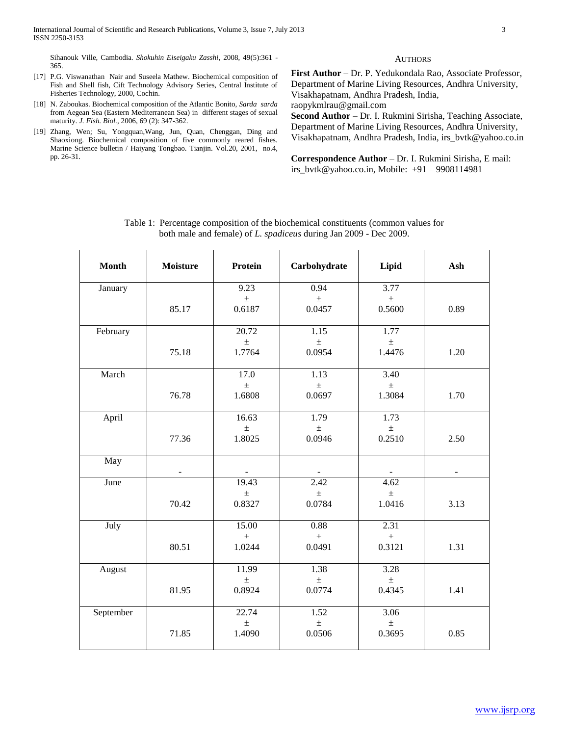Sihanouk Ville, Cambodia. *Shokuhin Eiseigaku Zasshi*, 2008, 49(5):361 - 365.

[17] P.G. Viswanathan Nair and Suseela Mathew. Biochemical composition of Fish and Shell fish, Cift Technology Advisory Series, Central Institute of Fisheries Technology, 2000, Cochin.

[18] N. Zaboukas. Biochemical composition of the Atlantic Bonito, *Sarda sarda* from Aegean Sea (Eastern Mediterranean Sea) in different stages of sexual maturity. *J. Fish. Biol.*, 2006, 69 (2): 347-362.

[19] Zhang, Wen; Su, Yongquan,Wang, Jun, Quan, Chenggan, Ding and Shaoxiong. Biochemical composition of five commonly reared fishes. Marine Science bulletin / Haiyang Tongbao. Tianjin. Vol.20, 2001, no.4, pp. 26-31.

## AUTHORS

**First Author** – Dr. P. Yedukondala Rao, Associate Professor, Department of Marine Living Resources, Andhra University, Visakhapatnam, Andhra Pradesh, India, raopykmlrau@gmail.com

**Second Author** – Dr. I. Rukmini Sirisha, Teaching Associate, Department of Marine Living Resources, Andhra University, Visakhapatnam, Andhra Pradesh, India, irs_bvtk@yahoo.co.in

**Correspondence Author** – Dr. I. Rukmini Sirisha, E mail: irs_bvtk@yahoo.co.in, Mobile: +91 – 9908114981

Table 1: Percentage composition of the biochemical constituents (common values for both male and female) of *L. spadiceus* during Jan 2009 - Dec 2009.

| Month | Moisture | Protein | Carbohydrate | Lipid | Ash |
|---|---|---|---|---|---|
| January | 85.17 | 9.23 ± 0.6187 | 0.94 ± 0.0457 | 3.77 ± 0.5600 | 0.89 |
| February | 75.18 | 20.72 ± 1.7764 | 1.15 ± 0.0954 | 1.77 ± 1.4476 | 1.20 |
| March | 76.78 | 17.0 ± 1.6808 | 1.13 ± 0.0697 | 3.40 ± 1.3084 | 1.70 |
| April | 77.36 | 16.63 ± 1.8025 | 1.79 ± 0.0946 | 1.73 ± 0.2510 | 2.50 |
| May | - | - | - | - | - |
| June | 70.42 | 19.43 ± 0.8327 | 2.42 ± 0.0784 | 4.62 ± 1.0416 | 3.13 |
| July | 80.51 | 15.00 ± 1.0244 | 0.88 ± 0.0491 | 2.31 ± 0.3121 | 1.31 |
| August | 81.95 | 11.99 ± 0.8924 | 1.38 ± 0.0774 | 3.28 ± 0.4345 | 1.41 |
| September | 71.85 | 22.74 ± 1.4090 | 1.52 ± 0.0506 | 3.06 ± 0.3695 | 0.85 |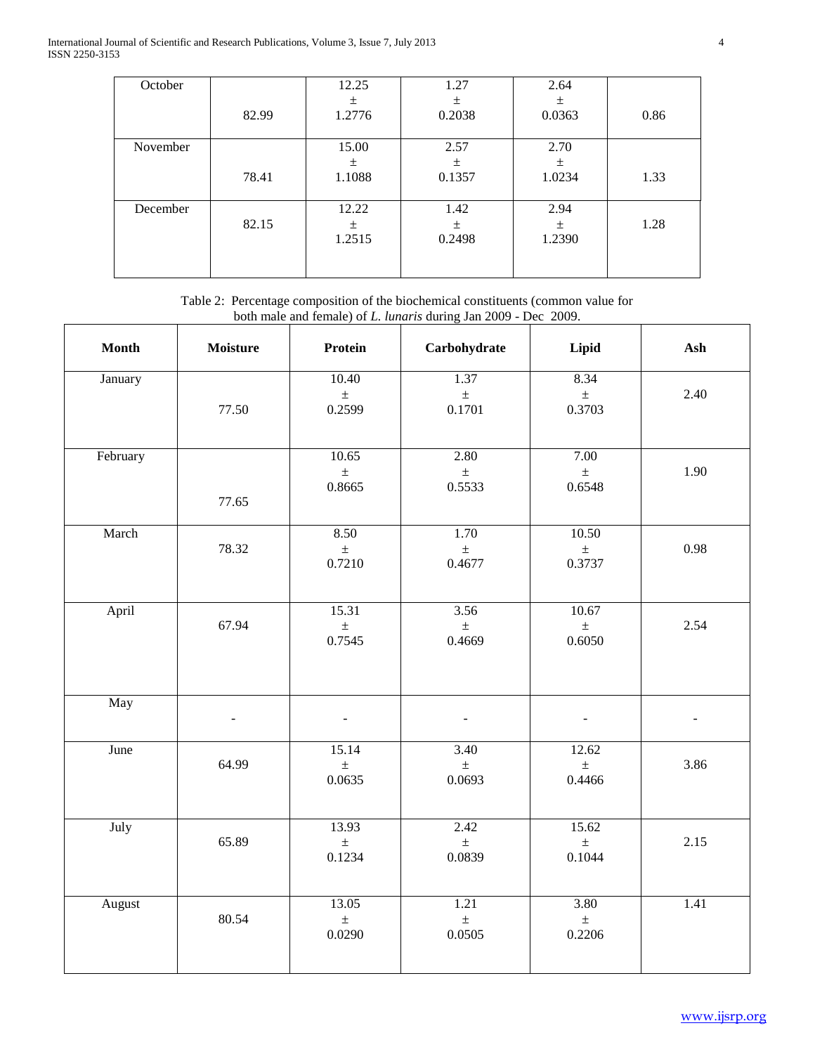| October | 82.99 | 12.25 ± 1.2776 | 1.27 ± 0.2038 | 2.64 ± 0.0363 | 0.86 |
|---|---|---|---|---|---|
| November | 78.41 | 15.00 ± 1.1088 | 2.57 ± 0.1357 | 2.70 ± 1.0234 | 1.33 |
| December | 82.15 | 12.22 ± 1.2515 | 1.42 ± 0.2498 | 2.94 ± 1.2390 | 1.28 |

Table 2: Percentage composition of the biochemical constituents (common value for both male and female) of *L. lunaris* during Jan 2009 - Dec 2009.

| Month | Moisture | Protein | Carbohydrate | Lipid | Ash |
|---|---|---|---|---|---|
| January | 77.50 | 10.40 ± 0.2599 | 1.37 ± 0.1701 | 8.34 ± 0.3703 | 2.40 |
| February | 77.65 | 10.65 ± 0.8665 | 2.80 ± 0.5533 | 7.00 ± 0.6548 | 1.90 |
| March | 78.32 | 8.50 ± 0.7210 | 1.70 ± 0.4677 | 10.50 ± 0.3737 | 0.98 |
| April | 67.94 | 15.31 ± 0.7545 | 3.56 ± 0.4669 | 10.67 ± 0.6050 | 2.54 |
| May | - | - | - | - | - |
| June | 64.99 | 15.14 ± 0.0635 | 3.40 ± 0.0693 | 12.62 ± 0.4466 | 3.86 |
| July | 65.89 | 13.93 ± 0.1234 | 2.42 ± 0.0839 | 15.62 ± 0.1044 | 2.15 |
| August | 80.54 | 13.05 ± 0.0290 | 1.21 ± 0.0505 | 3.80 ± 0.2206 | 1.41 |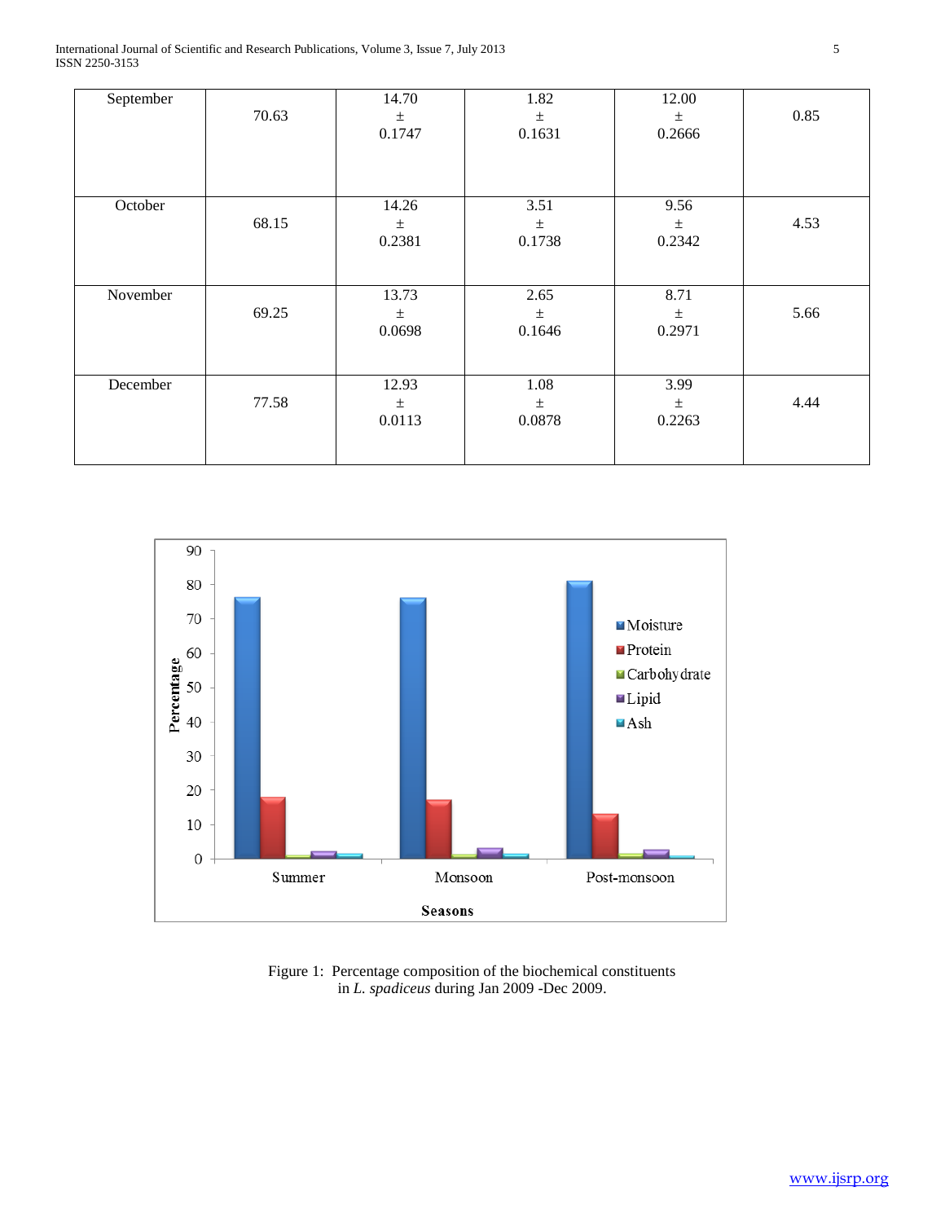| September | 70.63 | 14.70 ± 0.1747 | 1.82 ± 0.1631 | 12.00 ± 0.2666 | 0.85 |
|---|---|---|---|---|---|
| October | 68.15 | 14.26 ± 0.2381 | 3.51 ± 0.1738 | 9.56 ± 0.2342 | 4.53 |
| November | 69.25 | 13.73 ± 0.0698 | 2.65 ± 0.1646 | 8.71 ± 0.2971 | 5.66 |
| December | 77.58 | 12.93 ± 0.0113 | 1.08 ± 0.0878 | 3.99 ± 0.2263 | 4.44 |

Figure 1: Percentage composition of the biochemical constituents in *L. spadiceus* during Jan 2009 -Dec 2009.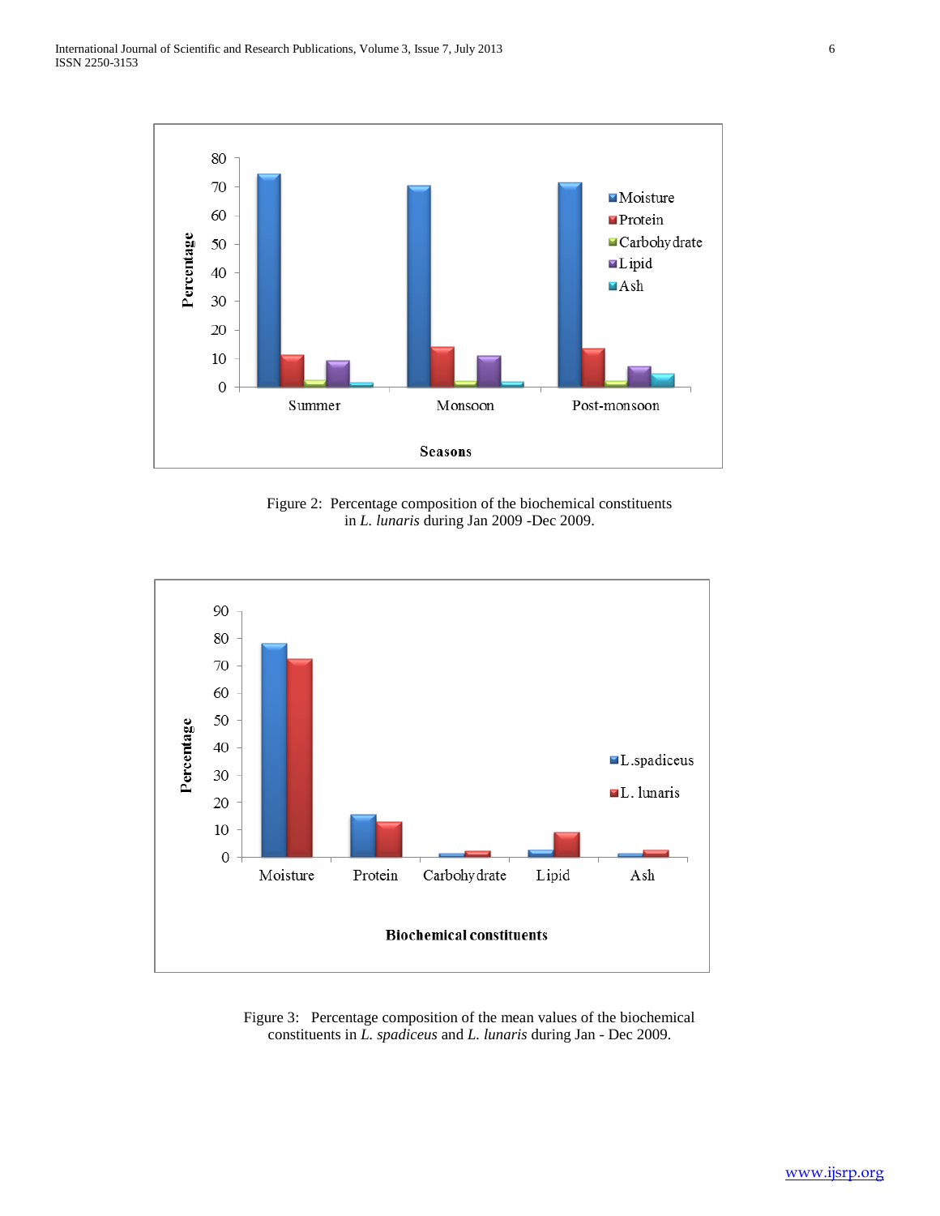80
70
60
50
40
30
20
10
0

Percentage

Summer
Monsoon
Post-monsoon

Seasons

Moisture
Protein
Carbohydrate
Lipid
Ash

Figure 2: Percentage composition of the biochemical constituents in *L. lunaris* during Jan 2009 -Dec 2009.

90
80
70
60
50
40
30
20
10
0

Percentage

Moisture
Protein
Carbohydrate
Lipid
Ash

Biochemical constituents

L.spadiceus
L. lunaris

Figure 3: Percentage composition of the mean values of the biochemical constituents in *L. spadiceus* and *L. lunaris* during Jan - Dec 2009.